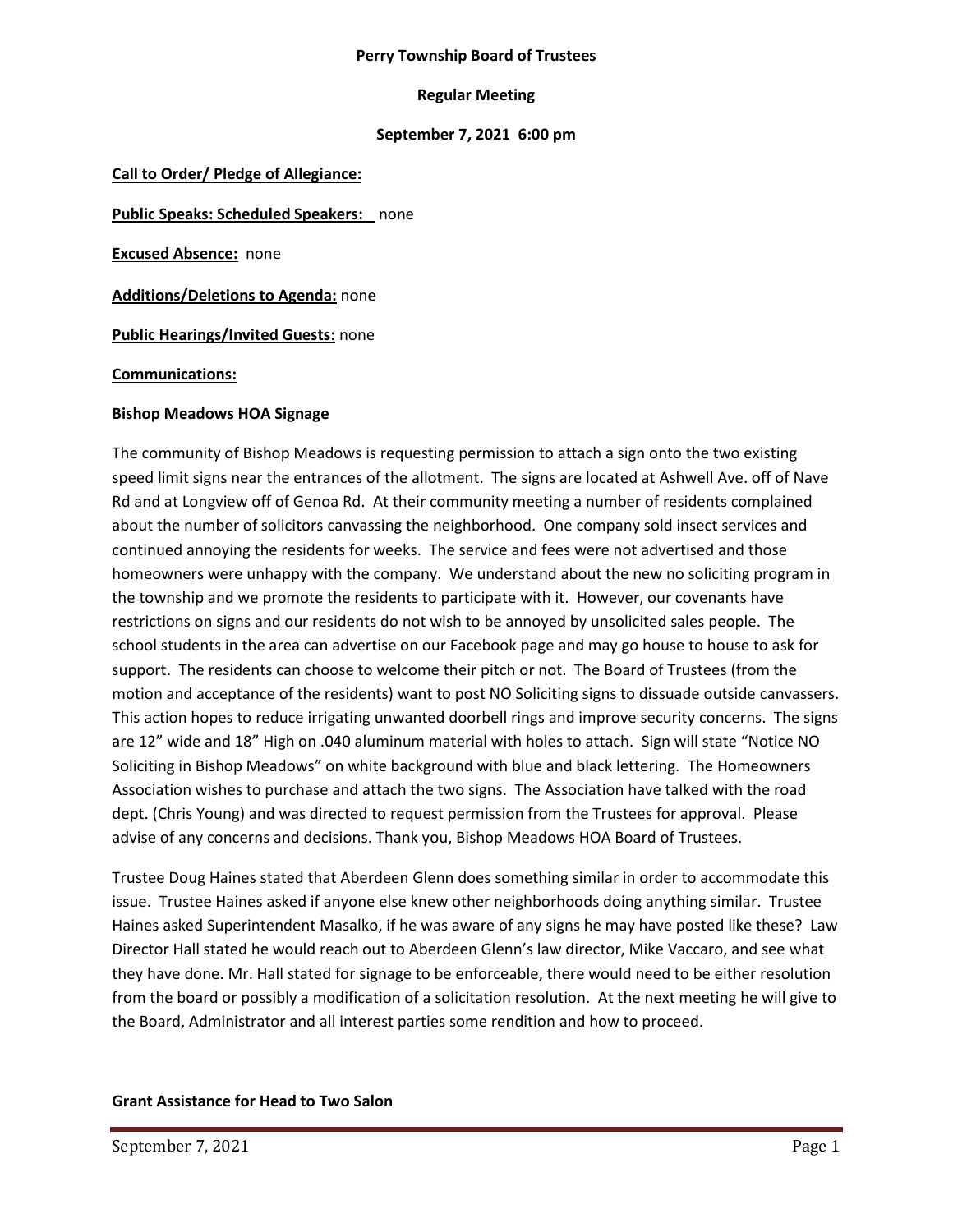**Perry Township Board of Trustees**

**Regular Meeting**

**September 7, 2021 6:00 pm**

**Call to Order/ Pledge of Allegiance:**

**Public Speaks: Scheduled Speakers:** none

**Excused Absence:** none

**Additions/Deletions to Agenda:** none

**Public Hearings/Invited Guests:** none

**Communications:**

**Bishop Meadows HOA Signage**

The community of Bishop Meadows is requesting permission to attach a sign onto the two existing speed limit signs near the entrances of the allotment. The signs are located at Ashwell Ave. off of Nave Rd and at Longview off of Genoa Rd. At their community meeting a number of residents complained about the number of solicitors canvassing the neighborhood. One company sold insect services and continued annoying the residents for weeks. The service and fees were not advertised and those homeowners were unhappy with the company. We understand about the new no soliciting program in the township and we promote the residents to participate with it. However, our covenants have restrictions on signs and our residents do not wish to be annoyed by unsolicited sales people. The school students in the area can advertise on our Facebook page and may go house to house to ask for support. The residents can choose to welcome their pitch or not. The Board of Trustees (from the motion and acceptance of the residents) want to post NO Soliciting signs to dissuade outside canvassers. This action hopes to reduce irrigating unwanted doorbell rings and improve security concerns. The signs are 12" wide and 18" High on .040 aluminum material with holes to attach. Sign will state "Notice NO Soliciting in Bishop Meadows" on white background with blue and black lettering. The Homeowners Association wishes to purchase and attach the two signs. The Association have talked with the road dept. (Chris Young) and was directed to request permission from the Trustees for approval. Please advise of any concerns and decisions. Thank you, Bishop Meadows HOA Board of Trustees.

Trustee Doug Haines stated that Aberdeen Glenn does something similar in order to accommodate this issue. Trustee Haines asked if anyone else knew other neighborhoods doing anything similar. Trustee Haines asked Superintendent Masalko, if he was aware of any signs he may have posted like these? Law Director Hall stated he would reach out to Aberdeen Glenn's law director, Mike Vaccaro, and see what they have done. Mr. Hall stated for signage to be enforceable, there would need to be either resolution from the board or possibly a modification of a solicitation resolution. At the next meeting he will give to the Board, Administrator and all interest parties some rendition and how to proceed.

**Grant Assistance for Head to Two Salon**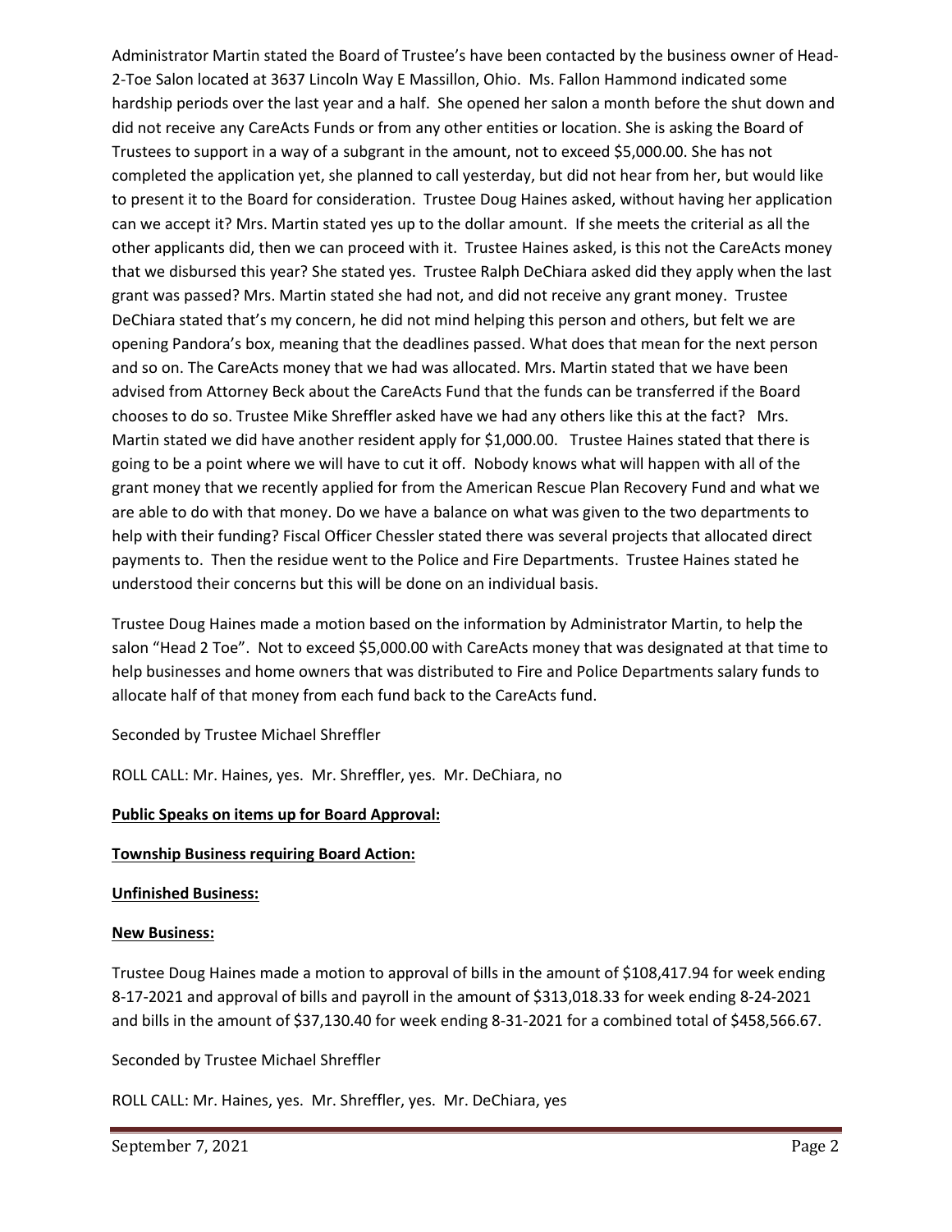Administrator Martin stated the Board of Trustee's have been contacted by the business owner of Head-2-Toe Salon located at 3637 Lincoln Way E Massillon, Ohio. Ms. Fallon Hammond indicated some hardship periods over the last year and a half. She opened her salon a month before the shut down and did not receive any CareActs Funds or from any other entities or location. She is asking the Board of Trustees to support in a way of a subgrant in the amount, not to exceed $5,000.00. She has not completed the application yet, she planned to call yesterday, but did not hear from her, but would like to present it to the Board for consideration. Trustee Doug Haines asked, without having her application can we accept it? Mrs. Martin stated yes up to the dollar amount. If she meets the criterial as all the other applicants did, then we can proceed with it. Trustee Haines asked, is this not the CareActs money that we disbursed this year? She stated yes. Trustee Ralph DeChiara asked did they apply when the last grant was passed? Mrs. Martin stated she had not, and did not receive any grant money. Trustee DeChiara stated that's my concern, he did not mind helping this person and others, but felt we are opening Pandora's box, meaning that the deadlines passed. What does that mean for the next person and so on. The CareActs money that we had was allocated. Mrs. Martin stated that we have been advised from Attorney Beck about the CareActs Fund that the funds can be transferred if the Board chooses to do so. Trustee Mike Shreffler asked have we had any others like this at the fact? Mrs. Martin stated we did have another resident apply for $1,000.00. Trustee Haines stated that there is going to be a point where we will have to cut it off. Nobody knows what will happen with all of the grant money that we recently applied for from the American Rescue Plan Recovery Fund and what we are able to do with that money. Do we have a balance on what was given to the two departments to help with their funding? Fiscal Officer Chessler stated there was several projects that allocated direct payments to. Then the residue went to the Police and Fire Departments. Trustee Haines stated he understood their concerns but this will be done on an individual basis.

Trustee Doug Haines made a motion based on the information by Administrator Martin, to help the salon "Head 2 Toe". Not to exceed $5,000.00 with CareActs money that was designated at that time to help businesses and home owners that was distributed to Fire and Police Departments salary funds to allocate half of that money from each fund back to the CareActs fund.

Seconded by Trustee Michael Shreffler

ROLL CALL: Mr. Haines, yes. Mr. Shreffler, yes. Mr. DeChiara, no

**Public Speaks on items up for Board Approval:**

**Township Business requiring Board Action:**

**Unfinished Business:**

**New Business:**

Trustee Doug Haines made a motion to approval of bills in the amount of $108,417.94 for week ending 8-17-2021 and approval of bills and payroll in the amount of $313,018.33 for week ending 8-24-2021 and bills in the amount of $37,130.40 for week ending 8-31-2021 for a combined total of $458,566.67.

Seconded by Trustee Michael Shreffler

ROLL CALL: Mr. Haines, yes. Mr. Shreffler, yes. Mr. DeChiara, yes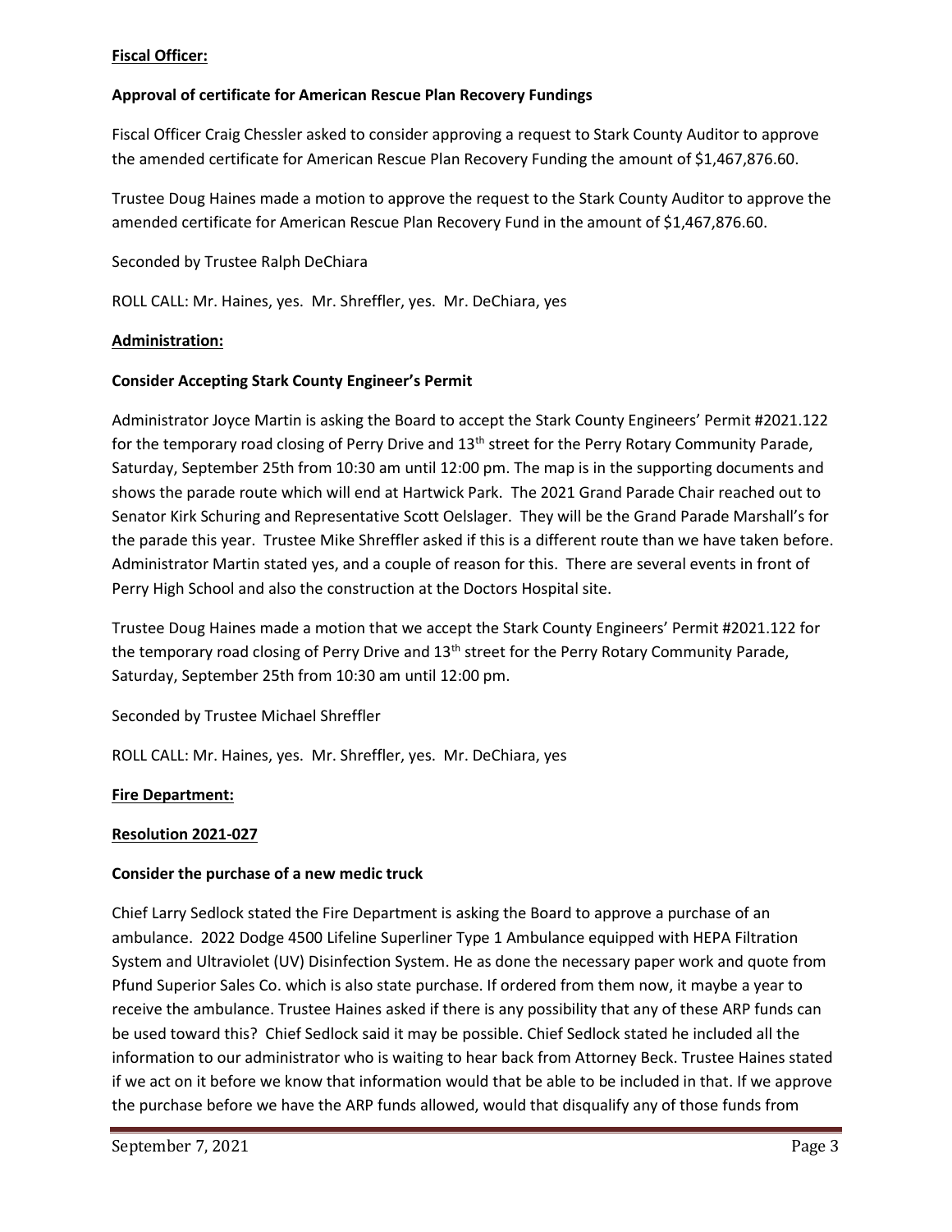**Fiscal Officer:**

**Approval of certificate for American Rescue Plan Recovery Fundings**

Fiscal Officer Craig Chessler asked to consider approving a request to Stark County Auditor to approve the amended certificate for American Rescue Plan Recovery Funding the amount of $1,467,876.60.

Trustee Doug Haines made a motion to approve the request to the Stark County Auditor to approve the amended certificate for American Rescue Plan Recovery Fund in the amount of $1,467,876.60.

Seconded by Trustee Ralph DeChiara

ROLL CALL: Mr. Haines, yes. Mr. Shreffler, yes. Mr. DeChiara, yes

**Administration:**

**Consider Accepting Stark County Engineer's Permit**

Administrator Joyce Martin is asking the Board to accept the Stark County Engineers' Permit #2021.122 for the temporary road closing of Perry Drive and 13th street for the Perry Rotary Community Parade, Saturday, September 25th from 10:30 am until 12:00 pm. The map is in the supporting documents and shows the parade route which will end at Hartwick Park. The 2021 Grand Parade Chair reached out to Senator Kirk Schuring and Representative Scott Oelslager. They will be the Grand Parade Marshall's for the parade this year. Trustee Mike Shreffler asked if this is a different route than we have taken before. Administrator Martin stated yes, and a couple of reason for this. There are several events in front of Perry High School and also the construction at the Doctors Hospital site.

Trustee Doug Haines made a motion that we accept the Stark County Engineers' Permit #2021.122 for the temporary road closing of Perry Drive and 13th street for the Perry Rotary Community Parade, Saturday, September 25th from 10:30 am until 12:00 pm.

Seconded by Trustee Michael Shreffler

ROLL CALL: Mr. Haines, yes. Mr. Shreffler, yes. Mr. DeChiara, yes

**Fire Department:**

**Resolution 2021-027**

**Consider the purchase of a new medic truck**

Chief Larry Sedlock stated the Fire Department is asking the Board to approve a purchase of an ambulance. 2022 Dodge 4500 Lifeline Superliner Type 1 Ambulance equipped with HEPA Filtration System and Ultraviolet (UV) Disinfection System. He as done the necessary paper work and quote from Pfund Superior Sales Co. which is also state purchase. If ordered from them now, it maybe a year to receive the ambulance. Trustee Haines asked if there is any possibility that any of these ARP funds can be used toward this? Chief Sedlock said it may be possible. Chief Sedlock stated he included all the information to our administrator who is waiting to hear back from Attorney Beck. Trustee Haines stated if we act on it before we know that information would that be able to be included in that. If we approve the purchase before we have the ARP funds allowed, would that disqualify any of those funds from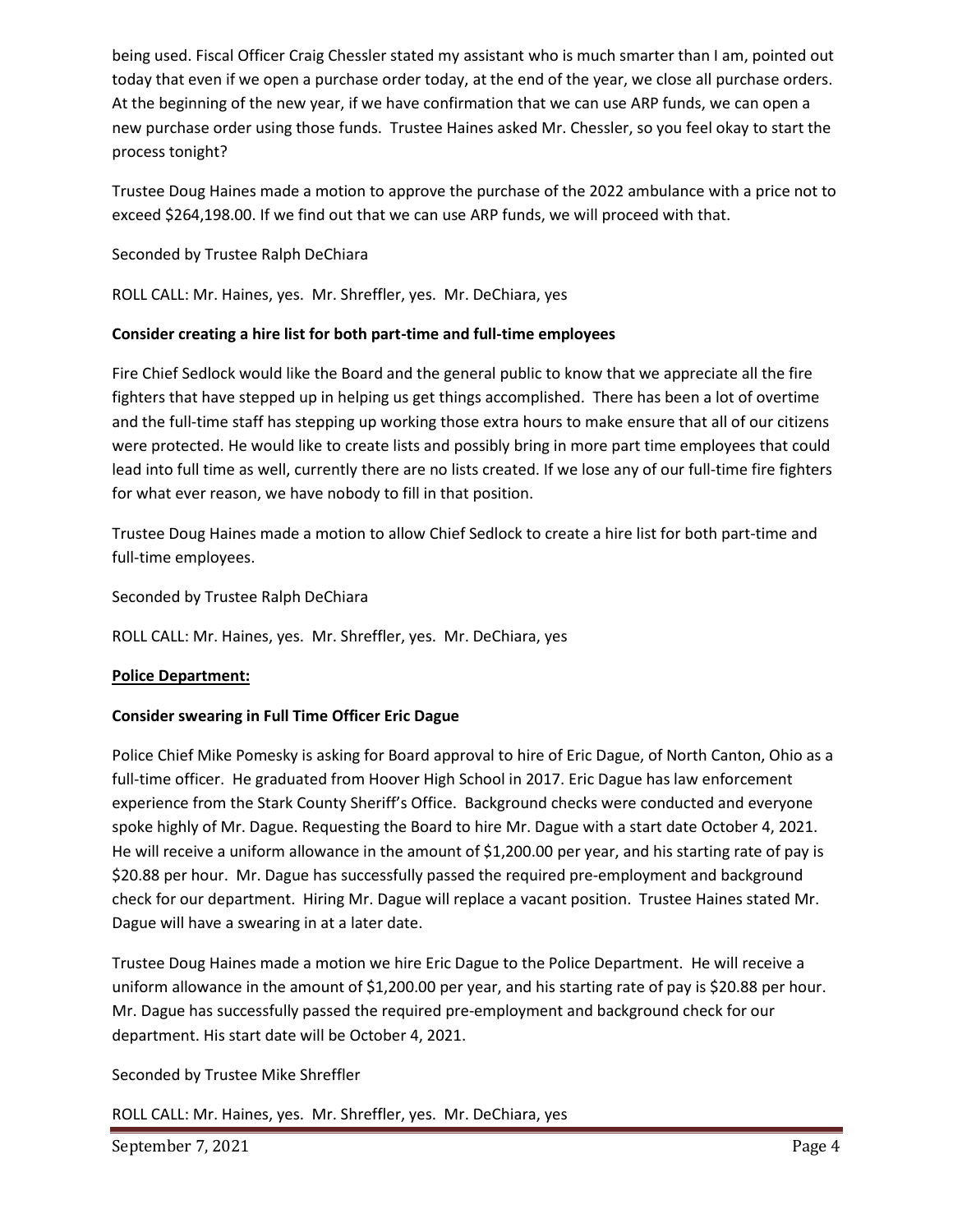being used. Fiscal Officer Craig Chessler stated my assistant who is much smarter than I am, pointed out today that even if we open a purchase order today, at the end of the year, we close all purchase orders. At the beginning of the new year, if we have confirmation that we can use ARP funds, we can open a new purchase order using those funds. Trustee Haines asked Mr. Chessler, so you feel okay to start the process tonight?

Trustee Doug Haines made a motion to approve the purchase of the 2022 ambulance with a price not to exceed $264,198.00. If we find out that we can use ARP funds, we will proceed with that.

Seconded by Trustee Ralph DeChiara

ROLL CALL: Mr. Haines, yes. Mr. Shreffler, yes. Mr. DeChiara, yes

**Consider creating a hire list for both part-time and full-time employees**

Fire Chief Sedlock would like the Board and the general public to know that we appreciate all the fire fighters that have stepped up in helping us get things accomplished. There has been a lot of overtime and the full-time staff has stepping up working those extra hours to make ensure that all of our citizens were protected. He would like to create lists and possibly bring in more part time employees that could lead into full time as well, currently there are no lists created. If we lose any of our full-time fire fighters for what ever reason, we have nobody to fill in that position.

Trustee Doug Haines made a motion to allow Chief Sedlock to create a hire list for both part-time and full-time employees.

Seconded by Trustee Ralph DeChiara

ROLL CALL: Mr. Haines, yes. Mr. Shreffler, yes. Mr. DeChiara, yes

**Police Department:**

**Consider swearing in Full Time Officer Eric Dague**

Police Chief Mike Pomesky is asking for Board approval to hire of Eric Dague, of North Canton, Ohio as a full-time officer. He graduated from Hoover High School in 2017. Eric Dague has law enforcement experience from the Stark County Sheriff's Office. Background checks were conducted and everyone spoke highly of Mr. Dague. Requesting the Board to hire Mr. Dague with a start date October 4, 2021. He will receive a uniform allowance in the amount of $1,200.00 per year, and his starting rate of pay is $20.88 per hour. Mr. Dague has successfully passed the required pre-employment and background check for our department. Hiring Mr. Dague will replace a vacant position. Trustee Haines stated Mr. Dague will have a swearing in at a later date.

Trustee Doug Haines made a motion we hire Eric Dague to the Police Department. He will receive a uniform allowance in the amount of $1,200.00 per year, and his starting rate of pay is $20.88 per hour. Mr. Dague has successfully passed the required pre-employment and background check for our department. His start date will be October 4, 2021.

Seconded by Trustee Mike Shreffler

ROLL CALL: Mr. Haines, yes. Mr. Shreffler, yes. Mr. DeChiara, yes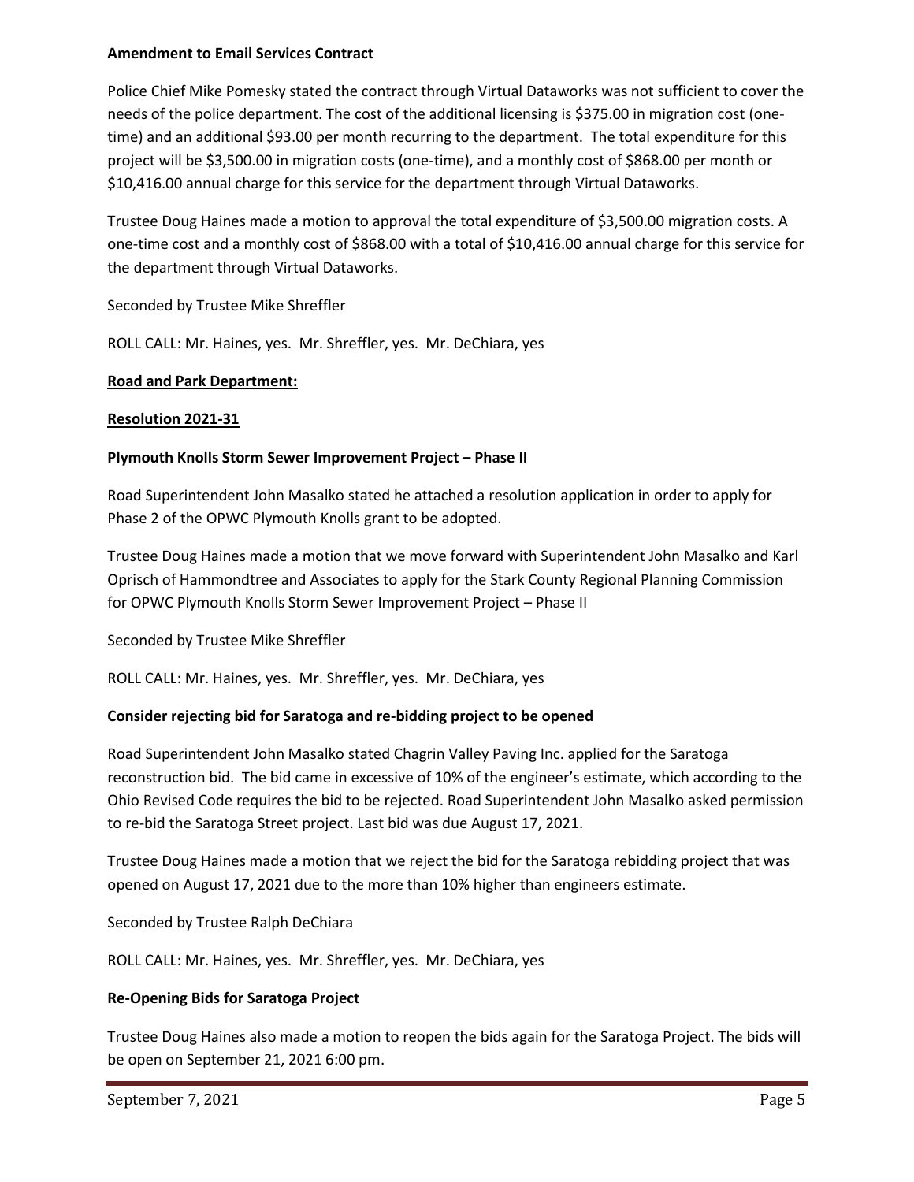**Amendment to Email Services Contract**

Police Chief Mike Pomesky stated the contract through Virtual Dataworks was not sufficient to cover the needs of the police department. The cost of the additional licensing is $375.00 in migration cost (one-time) and an additional $93.00 per month recurring to the department. The total expenditure for this project will be $3,500.00 in migration costs (one-time), and a monthly cost of $868.00 per month or $10,416.00 annual charge for this service for the department through Virtual Dataworks.

Trustee Doug Haines made a motion to approval the total expenditure of $3,500.00 migration costs. A one-time cost and a monthly cost of $868.00 with a total of $10,416.00 annual charge for this service for the department through Virtual Dataworks.

Seconded by Trustee Mike Shreffler

ROLL CALL: Mr. Haines, yes. Mr. Shreffler, yes. Mr. DeChiara, yes

**Road and Park Department:**

**Resolution 2021-31**

**Plymouth Knolls Storm Sewer Improvement Project – Phase II**

Road Superintendent John Masalko stated he attached a resolution application in order to apply for Phase 2 of the OPWC Plymouth Knolls grant to be adopted.

Trustee Doug Haines made a motion that we move forward with Superintendent John Masalko and Karl Oprisch of Hammondtree and Associates to apply for the Stark County Regional Planning Commission for OPWC Plymouth Knolls Storm Sewer Improvement Project – Phase II

Seconded by Trustee Mike Shreffler

ROLL CALL: Mr. Haines, yes. Mr. Shreffler, yes. Mr. DeChiara, yes

**Consider rejecting bid for Saratoga and re-bidding project to be opened**

Road Superintendent John Masalko stated Chagrin Valley Paving Inc. applied for the Saratoga reconstruction bid. The bid came in excessive of 10% of the engineer's estimate, which according to the Ohio Revised Code requires the bid to be rejected. Road Superintendent John Masalko asked permission to re-bid the Saratoga Street project. Last bid was due August 17, 2021.

Trustee Doug Haines made a motion that we reject the bid for the Saratoga rebidding project that was opened on August 17, 2021 due to the more than 10% higher than engineers estimate.

Seconded by Trustee Ralph DeChiara

ROLL CALL: Mr. Haines, yes. Mr. Shreffler, yes. Mr. DeChiara, yes

**Re-Opening Bids for Saratoga Project**

Trustee Doug Haines also made a motion to reopen the bids again for the Saratoga Project. The bids will be open on September 21, 2021 6:00 pm.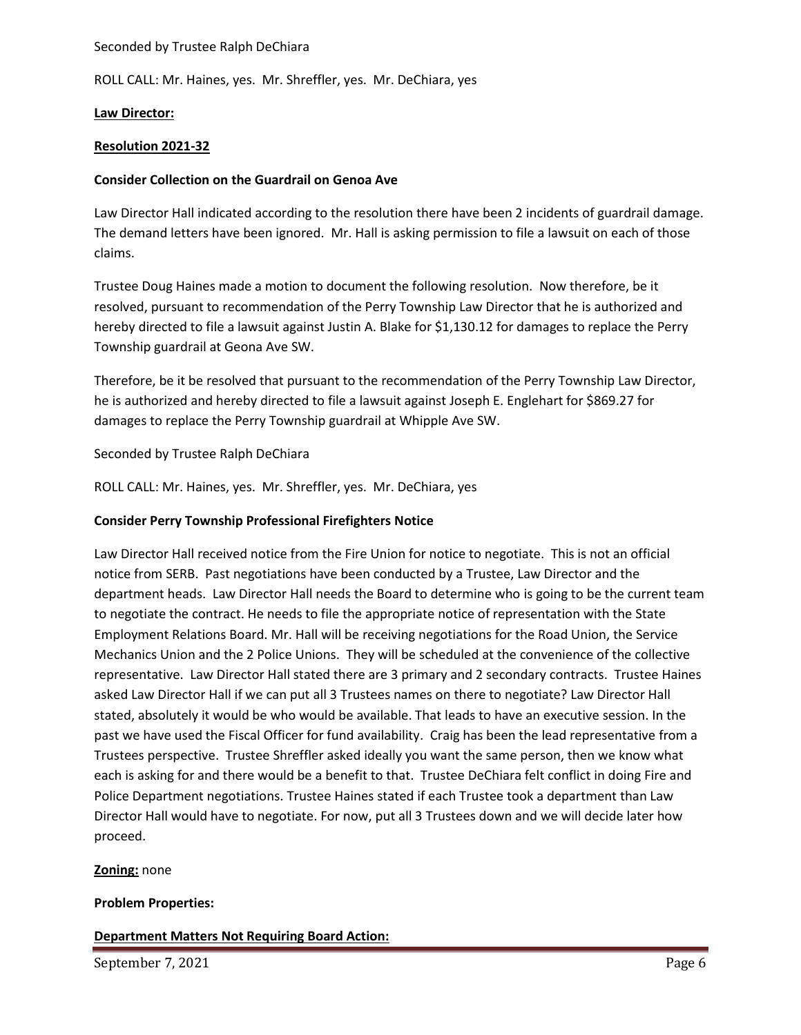Seconded by Trustee Ralph DeChiara

ROLL CALL: Mr. Haines, yes. Mr. Shreffler, yes. Mr. DeChiara, yes

**Law Director:**

**Resolution 2021-32**

**Consider Collection on the Guardrail on Genoa Ave**

Law Director Hall indicated according to the resolution there have been 2 incidents of guardrail damage. The demand letters have been ignored. Mr. Hall is asking permission to file a lawsuit on each of those claims.

Trustee Doug Haines made a motion to document the following resolution. Now therefore, be it resolved, pursuant to recommendation of the Perry Township Law Director that he is authorized and hereby directed to file a lawsuit against Justin A. Blake for $1,130.12 for damages to replace the Perry Township guardrail at Geona Ave SW.

Therefore, be it be resolved that pursuant to the recommendation of the Perry Township Law Director, he is authorized and hereby directed to file a lawsuit against Joseph E. Englehart for $869.27 for damages to replace the Perry Township guardrail at Whipple Ave SW.

Seconded by Trustee Ralph DeChiara

ROLL CALL: Mr. Haines, yes. Mr. Shreffler, yes. Mr. DeChiara, yes

**Consider Perry Township Professional Firefighters Notice**

Law Director Hall received notice from the Fire Union for notice to negotiate. This is not an official notice from SERB. Past negotiations have been conducted by a Trustee, Law Director and the department heads. Law Director Hall needs the Board to determine who is going to be the current team to negotiate the contract. He needs to file the appropriate notice of representation with the State Employment Relations Board. Mr. Hall will be receiving negotiations for the Road Union, the Service Mechanics Union and the 2 Police Unions. They will be scheduled at the convenience of the collective representative. Law Director Hall stated there are 3 primary and 2 secondary contracts. Trustee Haines asked Law Director Hall if we can put all 3 Trustees names on there to negotiate? Law Director Hall stated, absolutely it would be who would be available. That leads to have an executive session. In the past we have used the Fiscal Officer for fund availability. Craig has been the lead representative from a Trustees perspective. Trustee Shreffler asked ideally you want the same person, then we know what each is asking for and there would be a benefit to that. Trustee DeChiara felt conflict in doing Fire and Police Department negotiations. Trustee Haines stated if each Trustee took a department than Law Director Hall would have to negotiate. For now, put all 3 Trustees down and we will decide later how proceed.

**Zoning:** none

**Problem Properties:**

**Department Matters Not Requiring Board Action:**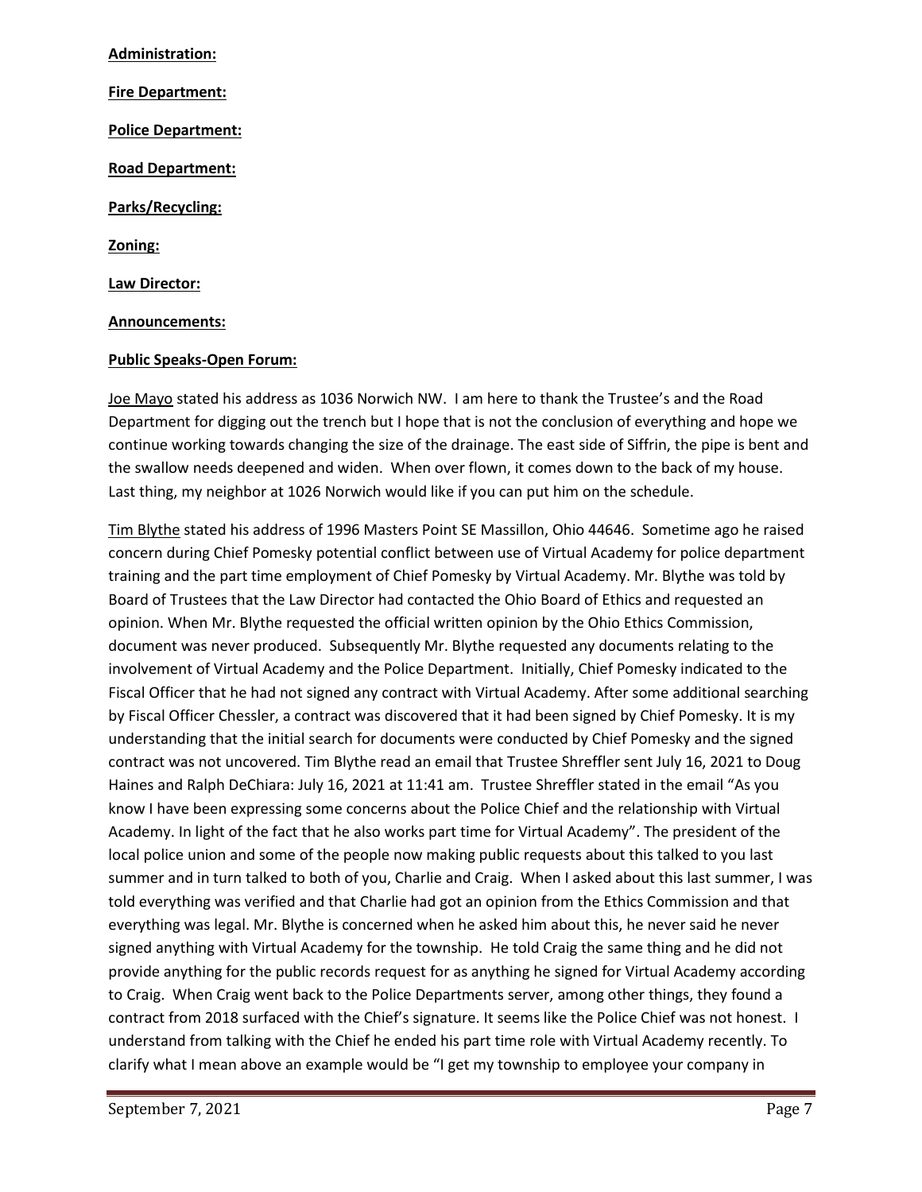**Administration:**

**Fire Department:**

**Police Department:**

**Road Department:**

**Parks/Recycling:**

**Zoning:**

**Law Director:**

**Announcements:**

**Public Speaks-Open Forum:**

Joe Mayo stated his address as 1036 Norwich NW. I am here to thank the Trustee's and the Road Department for digging out the trench but I hope that is not the conclusion of everything and hope we continue working towards changing the size of the drainage. The east side of Siffrin, the pipe is bent and the swallow needs deepened and widen. When over flown, it comes down to the back of my house. Last thing, my neighbor at 1026 Norwich would like if you can put him on the schedule.

Tim Blythe stated his address of 1996 Masters Point SE Massillon, Ohio 44646. Sometime ago he raised concern during Chief Pomesky potential conflict between use of Virtual Academy for police department training and the part time employment of Chief Pomesky by Virtual Academy. Mr. Blythe was told by Board of Trustees that the Law Director had contacted the Ohio Board of Ethics and requested an opinion. When Mr. Blythe requested the official written opinion by the Ohio Ethics Commission, document was never produced. Subsequently Mr. Blythe requested any documents relating to the involvement of Virtual Academy and the Police Department. Initially, Chief Pomesky indicated to the Fiscal Officer that he had not signed any contract with Virtual Academy. After some additional searching by Fiscal Officer Chessler, a contract was discovered that it had been signed by Chief Pomesky. It is my understanding that the initial search for documents were conducted by Chief Pomesky and the signed contract was not uncovered. Tim Blythe read an email that Trustee Shreffler sent July 16, 2021 to Doug Haines and Ralph DeChiara: July 16, 2021 at 11:41 am. Trustee Shreffler stated in the email "As you know I have been expressing some concerns about the Police Chief and the relationship with Virtual Academy. In light of the fact that he also works part time for Virtual Academy". The president of the local police union and some of the people now making public requests about this talked to you last summer and in turn talked to both of you, Charlie and Craig. When I asked about this last summer, I was told everything was verified and that Charlie had got an opinion from the Ethics Commission and that everything was legal. Mr. Blythe is concerned when he asked him about this, he never said he never signed anything with Virtual Academy for the township. He told Craig the same thing and he did not provide anything for the public records request for as anything he signed for Virtual Academy according to Craig. When Craig went back to the Police Departments server, among other things, they found a contract from 2018 surfaced with the Chief's signature. It seems like the Police Chief was not honest. I understand from talking with the Chief he ended his part time role with Virtual Academy recently. To clarify what I mean above an example would be "I get my township to employee your company in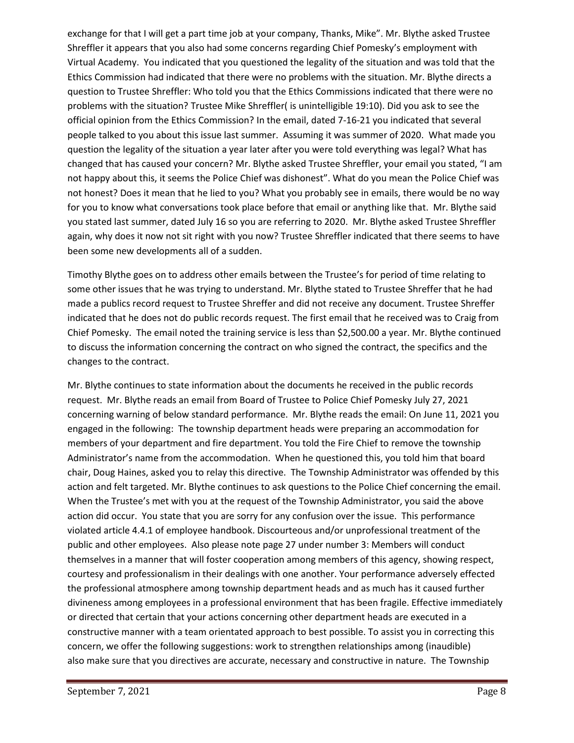exchange for that I will get a part time job at your company, Thanks, Mike". Mr. Blythe asked Trustee Shreffler it appears that you also had some concerns regarding Chief Pomesky's employment with Virtual Academy. You indicated that you questioned the legality of the situation and was told that the Ethics Commission had indicated that there were no problems with the situation. Mr. Blythe directs a question to Trustee Shreffler: Who told you that the Ethics Commissions indicated that there were no problems with the situation? Trustee Mike Shreffler( is unintelligible 19:10). Did you ask to see the official opinion from the Ethics Commission? In the email, dated 7-16-21 you indicated that several people talked to you about this issue last summer. Assuming it was summer of 2020. What made you question the legality of the situation a year later after you were told everything was legal? What has changed that has caused your concern? Mr. Blythe asked Trustee Shreffler, your email you stated, "I am not happy about this, it seems the Police Chief was dishonest". What do you mean the Police Chief was not honest? Does it mean that he lied to you? What you probably see in emails, there would be no way for you to know what conversations took place before that email or anything like that. Mr. Blythe said you stated last summer, dated July 16 so you are referring to 2020. Mr. Blythe asked Trustee Shreffler again, why does it now not sit right with you now? Trustee Shreffler indicated that there seems to have been some new developments all of a sudden.

Timothy Blythe goes on to address other emails between the Trustee's for period of time relating to some other issues that he was trying to understand. Mr. Blythe stated to Trustee Shreffer that he had made a publics record request to Trustee Shreffer and did not receive any document. Trustee Shreffer indicated that he does not do public records request. The first email that he received was to Craig from Chief Pomesky. The email noted the training service is less than $2,500.00 a year. Mr. Blythe continued to discuss the information concerning the contract on who signed the contract, the specifics and the changes to the contract.

Mr. Blythe continues to state information about the documents he received in the public records request. Mr. Blythe reads an email from Board of Trustee to Police Chief Pomesky July 27, 2021 concerning warning of below standard performance. Mr. Blythe reads the email: On June 11, 2021 you engaged in the following: The township department heads were preparing an accommodation for members of your department and fire department. You told the Fire Chief to remove the township Administrator's name from the accommodation. When he questioned this, you told him that board chair, Doug Haines, asked you to relay this directive. The Township Administrator was offended by this action and felt targeted. Mr. Blythe continues to ask questions to the Police Chief concerning the email. When the Trustee's met with you at the request of the Township Administrator, you said the above action did occur. You state that you are sorry for any confusion over the issue. This performance violated article 4.4.1 of employee handbook. Discourteous and/or unprofessional treatment of the public and other employees. Also please note page 27 under number 3: Members will conduct themselves in a manner that will foster cooperation among members of this agency, showing respect, courtesy and professionalism in their dealings with one another. Your performance adversely effected the professional atmosphere among township department heads and as much has it caused further divineness among employees in a professional environment that has been fragile. Effective immediately or directed that certain that your actions concerning other department heads are executed in a constructive manner with a team orientated approach to best possible. To assist you in correcting this concern, we offer the following suggestions: work to strengthen relationships among (inaudible) also make sure that you directives are accurate, necessary and constructive in nature. The Township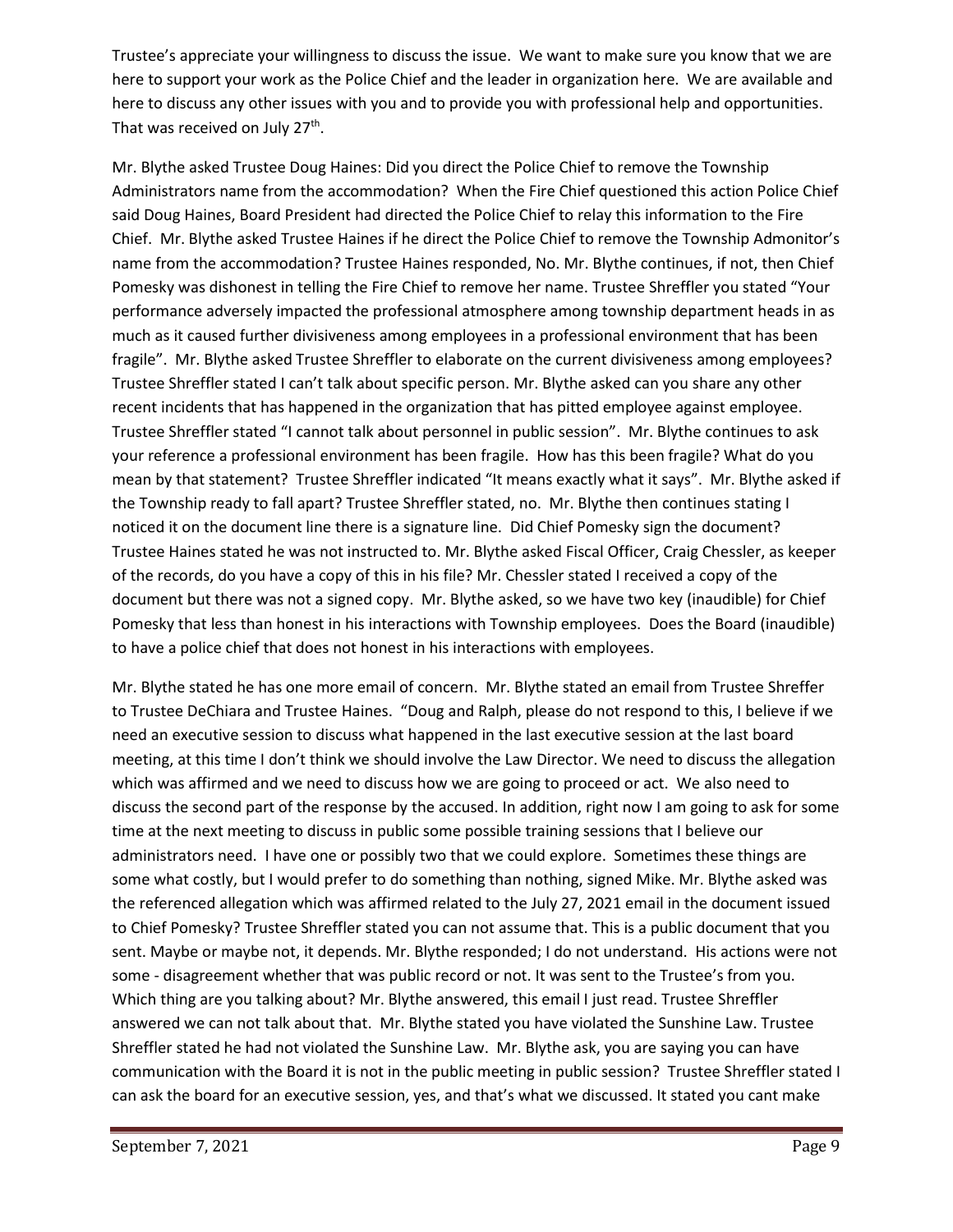Trustee's appreciate your willingness to discuss the issue. We want to make sure you know that we are here to support your work as the Police Chief and the leader in organization here. We are available and here to discuss any other issues with you and to provide you with professional help and opportunities. That was received on July 27th.

Mr. Blythe asked Trustee Doug Haines: Did you direct the Police Chief to remove the Township Administrators name from the accommodation? When the Fire Chief questioned this action Police Chief said Doug Haines, Board President had directed the Police Chief to relay this information to the Fire Chief. Mr. Blythe asked Trustee Haines if he direct the Police Chief to remove the Township Admonitor's name from the accommodation? Trustee Haines responded, No. Mr. Blythe continues, if not, then Chief Pomesky was dishonest in telling the Fire Chief to remove her name. Trustee Shreffler you stated "Your performance adversely impacted the professional atmosphere among township department heads in as much as it caused further divisiveness among employees in a professional environment that has been fragile". Mr. Blythe asked Trustee Shreffler to elaborate on the current divisiveness among employees? Trustee Shreffler stated I can't talk about specific person. Mr. Blythe asked can you share any other recent incidents that has happened in the organization that has pitted employee against employee. Trustee Shreffler stated "I cannot talk about personnel in public session". Mr. Blythe continues to ask your reference a professional environment has been fragile. How has this been fragile? What do you mean by that statement? Trustee Shreffler indicated "It means exactly what it says". Mr. Blythe asked if the Township ready to fall apart? Trustee Shreffler stated, no. Mr. Blythe then continues stating I noticed it on the document line there is a signature line. Did Chief Pomesky sign the document? Trustee Haines stated he was not instructed to. Mr. Blythe asked Fiscal Officer, Craig Chessler, as keeper of the records, do you have a copy of this in his file? Mr. Chessler stated I received a copy of the document but there was not a signed copy. Mr. Blythe asked, so we have two key (inaudible) for Chief Pomesky that less than honest in his interactions with Township employees. Does the Board (inaudible) to have a police chief that does not honest in his interactions with employees.

Mr. Blythe stated he has one more email of concern. Mr. Blythe stated an email from Trustee Shreffer to Trustee DeChiara and Trustee Haines. "Doug and Ralph, please do not respond to this, I believe if we need an executive session to discuss what happened in the last executive session at the last board meeting, at this time I don't think we should involve the Law Director. We need to discuss the allegation which was affirmed and we need to discuss how we are going to proceed or act. We also need to discuss the second part of the response by the accused. In addition, right now I am going to ask for some time at the next meeting to discuss in public some possible training sessions that I believe our administrators need. I have one or possibly two that we could explore. Sometimes these things are some what costly, but I would prefer to do something than nothing, signed Mike. Mr. Blythe asked was the referenced allegation which was affirmed related to the July 27, 2021 email in the document issued to Chief Pomesky? Trustee Shreffler stated you can not assume that. This is a public document that you sent. Maybe or maybe not, it depends. Mr. Blythe responded; I do not understand. His actions were not some - disagreement whether that was public record or not. It was sent to the Trustee's from you. Which thing are you talking about? Mr. Blythe answered, this email I just read. Trustee Shreffler answered we can not talk about that. Mr. Blythe stated you have violated the Sunshine Law. Trustee Shreffler stated he had not violated the Sunshine Law. Mr. Blythe ask, you are saying you can have communication with the Board it is not in the public meeting in public session? Trustee Shreffler stated I can ask the board for an executive session, yes, and that's what we discussed. It stated you cant make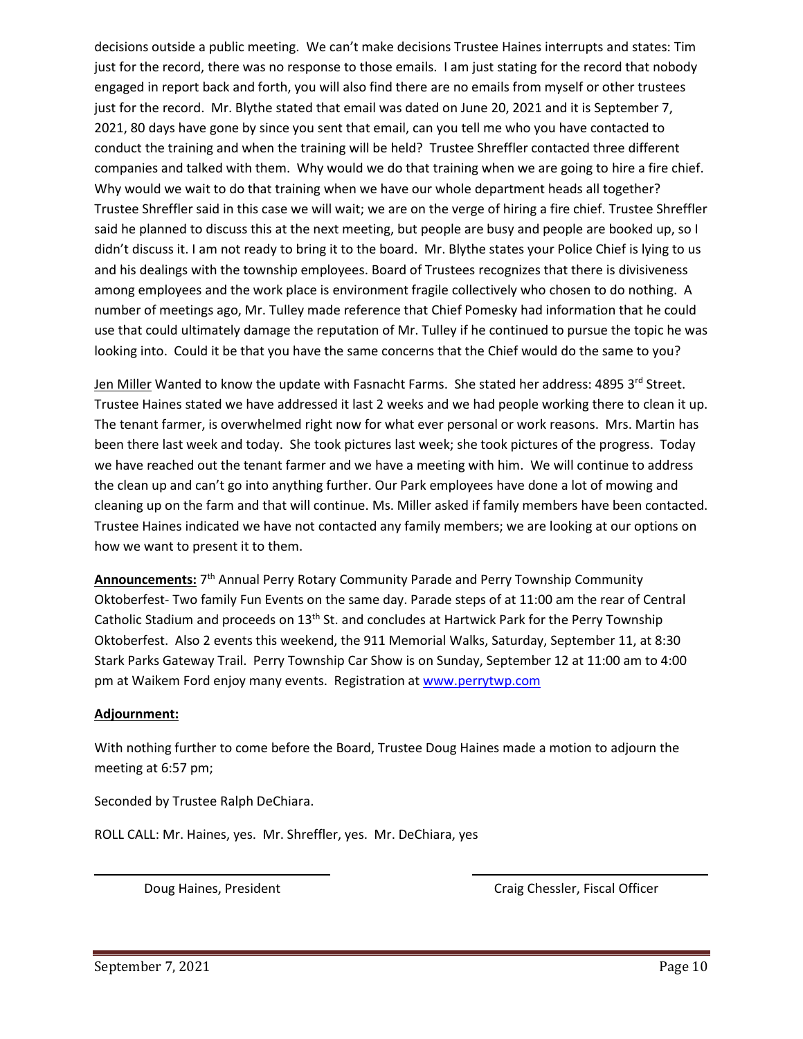decisions outside a public meeting. We can't make decisions Trustee Haines interrupts and states: Tim just for the record, there was no response to those emails. I am just stating for the record that nobody engaged in report back and forth, you will also find there are no emails from myself or other trustees just for the record. Mr. Blythe stated that email was dated on June 20, 2021 and it is September 7, 2021, 80 days have gone by since you sent that email, can you tell me who you have contacted to conduct the training and when the training will be held? Trustee Shreffler contacted three different companies and talked with them. Why would we do that training when we are going to hire a fire chief. Why would we wait to do that training when we have our whole department heads all together? Trustee Shreffler said in this case we will wait; we are on the verge of hiring a fire chief. Trustee Shreffler said he planned to discuss this at the next meeting, but people are busy and people are booked up, so I didn't discuss it. I am not ready to bring it to the board. Mr. Blythe states your Police Chief is lying to us and his dealings with the township employees. Board of Trustees recognizes that there is divisiveness among employees and the work place is environment fragile collectively who chosen to do nothing. A number of meetings ago, Mr. Tulley made reference that Chief Pomesky had information that he could use that could ultimately damage the reputation of Mr. Tulley if he continued to pursue the topic he was looking into. Could it be that you have the same concerns that the Chief would do the same to you?

Jen Miller Wanted to know the update with Fasnacht Farms. She stated her address: 4895 3rd Street. Trustee Haines stated we have addressed it last 2 weeks and we had people working there to clean it up. The tenant farmer, is overwhelmed right now for what ever personal or work reasons. Mrs. Martin has been there last week and today. She took pictures last week; she took pictures of the progress. Today we have reached out the tenant farmer and we have a meeting with him. We will continue to address the clean up and can't go into anything further. Our Park employees have done a lot of mowing and cleaning up on the farm and that will continue. Ms. Miller asked if family members have been contacted. Trustee Haines indicated we have not contacted any family members; we are looking at our options on how we want to present it to them.

**Announcements:** 7th Annual Perry Rotary Community Parade and Perry Township Community Oktoberfest- Two family Fun Events on the same day. Parade steps of at 11:00 am the rear of Central Catholic Stadium and proceeds on 13th St. and concludes at Hartwick Park for the Perry Township Oktoberfest. Also 2 events this weekend, the 911 Memorial Walks, Saturday, September 11, at 8:30 Stark Parks Gateway Trail. Perry Township Car Show is on Sunday, September 12 at 11:00 am to 4:00 pm at Waikem Ford enjoy many events. Registration at www.perrytwp.com

**Adjournment:**

With nothing further to come before the Board, Trustee Doug Haines made a motion to adjourn the meeting at 6:57 pm;

Seconded by Trustee Ralph DeChiara.

ROLL CALL: Mr. Haines, yes. Mr. Shreffler, yes. Mr. DeChiara, yes

Doug Haines, President

Craig Chessler, Fiscal Officer